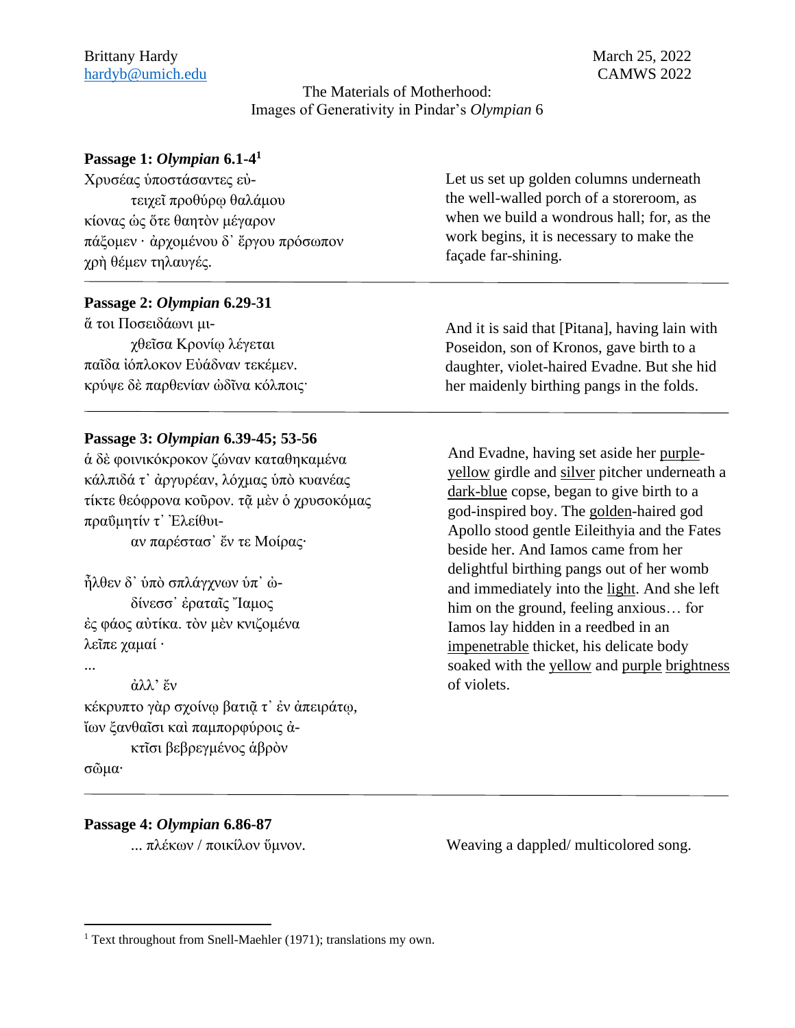Brittany Hardy
hardyb@umich.edu

March 25, 2022
CAMWS 2022

# The Materials of Motherhood: Images of Generativity in Pindar's *Olympian* 6

**Passage 1: *Olympian* 6.1-4**[1]

Χρυσέας ὑποστάσαντες εὐ-
τειχεῖ προθύρῳ θαλάμου
κίονας ὡς ὅτε θαητὸν μέγαρον
πάξομεν · ἀρχομένου δ᾽ ἔργου πρόσωπον
χρὴ θέμεν τηλαυγές.

Let us set up golden columns underneath the well-walled porch of a storeroom, as when we build a wondrous hall; for, as the work begins, it is necessary to make the façade far-shining.

---

**Passage 2: *Olympian* 6.29-31**

ἅ τοι Ποσειδάωνι μι-
χθεῖσα Κρονίῳ λέγεται
παῖδα ἰόπλοκον Εὐάδναν τεκέμεν.
κρύψε δὲ παρθενίαν ὠδῖνα κόλποις·

And it is said that [Pitana], having lain with Poseidon, son of Kronos, gave birth to a daughter, violet-haired Evadne. But she hid her maidenly birthing pangs in the folds.

---

**Passage 3: *Olympian* 6.39-45; 53-56**

ἁ δὲ φοινικόκροκον ζώναν καταθηκαμένα
κάλπιδά τ᾽ ἀργυρέαν, λόχμας ὑπὸ κυανέας
τίκτε θεόφρονα κοῦρον. τᾷ μὲν ὁ χρυσοκόμας
πραΰμητίν τ᾽ Ἐλείθυι-
αν παρέστασ᾽ ἔν τε Μοίρας·

ἦλθεν δ᾽ ὑπὸ σπλάγχνων ὑπ᾽ ὠ-
δίνεσσ᾽ ἐραταῖς Ἴαμος
ἐς φάος αὐτίκα. τὸν μὲν κνιζομένα
λεῖπε χαμαί ·
...
ἀλλ᾽ ἔν
κέκρυπτο γὰρ σχοίνῳ βατιᾷ τ᾽ ἐν ἀπειράτῳ,
ἴων ξανθαῖσι καὶ παμπορφύροις ἀ-
κτῖσι βεβρεγμένος ἁβρὸν
σῶμα·

And Evadne, having set aside her <u>purple-yellow</u> girdle and <u>silver</u> pitcher underneath a <u>dark-blue</u> copse, began to give birth to a god-inspired boy. The <u>golden</u>-haired god Apollo stood gentle Eileithyia and the Fates beside her. And Iamos came from her delightful birthing pangs out of her womb and immediately into the <u>light</u>. And she left him on the ground, feeling anxious… for Iamos lay hidden in a reedbed in an <u>impenetrable</u> thicket, his delicate body soaked with the <u>yellow</u> and <u>purple</u> <u>brightness</u> of violets.

---

**Passage 4: *Olympian* 6.86-87**

... πλέκων / ποικίλον ὕμνον.

Weaving a dappled/ multicolored song.

---

[1] Text throughout from Snell-Maehler (1971); translations my own.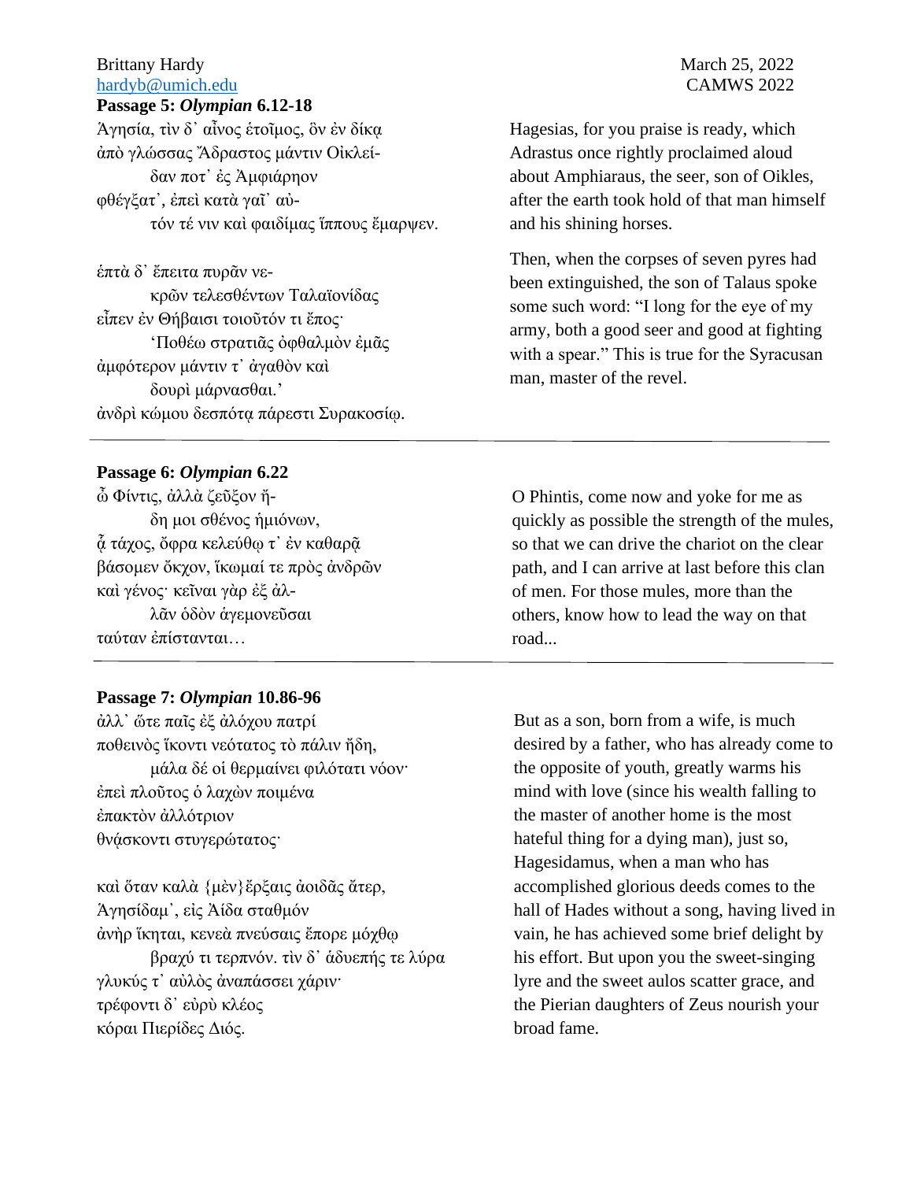**Passage 5: *Olympian* 6.12-18**

Ἁγησία, τὶν δ᾽ αἶνος ἑτοῖμος, ὃν ἐν δίκᾳ
ἀπὸ γλώσσας Ἄδραστος μάντιν Οἰκλεί-
δαν ποτ᾽ ἐς Ἀμφιάρηον
φθέγξατ᾽, ἐπεὶ κατὰ γαῖ᾽ αὐ-
τόν τέ νιν καὶ φαιδίμας ἵππους ἔμαρψεν.

ἑπτὰ δ᾽ ἔπειτα πυρᾶν νε-
κρῶν τελεσθέντων Ταλαϊονίδας
εἶπεν ἐν Θήβαισι τοιοῦτόν τι ἔπος·
‘Ποθέω στρατιᾶς ὀφθαλμὸν ἐμᾶς
ἀμφότερον μάντιν τ᾽ ἀγαθὸν καὶ
δουρὶ μάρνασθαι.’
ἀνδρὶ κώμου δεσπότᾳ πάρεστι Συρακοσίῳ.

Hagesias, for you praise is ready, which Adrastus once rightly proclaimed aloud about Amphiaraus, the seer, son of Oikles, after the earth took hold of that man himself and his shining horses.

Then, when the corpses of seven pyres had been extinguished, the son of Talaus spoke some such word: “I long for the eye of my army, both a good seer and good at fighting with a spear.” This is true for the Syracusan man, master of the revel.

---

**Passage 6: *Olympian* 6.22**

ὦ Φίντις, ἀλλὰ ζεῦξον ἤ-
δη μοι σθένος ἡμιόνων,
ᾇ τάχος, ὄφρα κελεύθῳ τ᾽ ἐν καθαρᾷ
βάσομεν ὄκχον, ἵκωμαί τε πρὸς ἀνδρῶν
καὶ γένος· κεῖναι γὰρ ἐξ ἀλ-
λᾶν ὁδὸν ἁγεμονεῦσαι
ταύταν ἐπίστανται…

O Phintis, come now and yoke for me as quickly as possible the strength of the mules, so that we can drive the chariot on the clear path, and I can arrive at last before this clan of men. For those mules, more than the others, know how to lead the way on that road...

---

**Passage 7: *Olympian* 10.86-96**

ἀλλ᾽ ὥτε παῖς ἐξ ἀλόχου πατρί
ποθεινὸς ἵκοντι νεότατος τὸ πάλιν ἤδη,
μάλα δέ οἱ θερμαίνει φιλότατι νόον·
ἐπεὶ πλοῦτος ὁ λαχὼν ποιμένα
ἐπακτὸν ἀλλότριον
θνᾴσκοντι στυγερώτατος·

καὶ ὅταν καλὰ {μὲν}ἔρξαις ἀοιδᾶς ἄτερ,
Ἁγησίδαμ᾽, εἰς Ἀίδα σταθμόν
ἀνὴρ ἵκηται, κενεὰ πνεύσαις ἔπορε μόχθῳ
βραχύ τι τερπνόν. τὶν δ᾽ ἁδυεπής τε λύρα
γλυκύς τ᾽ αὐλὸς ἀναπάσσει χάριν·
τρέφοντι δ᾽ εὐρὺ κλέος
κόραι Πιερίδες Διός.

But as a son, born from a wife, is much desired by a father, who has already come to the opposite of youth, greatly warms his mind with love (since his wealth falling to the master of another home is the most hateful thing for a dying man), just so, Hagesidamus, when a man who has accomplished glorious deeds comes to the hall of Hades without a song, having lived in vain, he has achieved some brief delight by his effort. But upon you the sweet-singing lyre and the sweet aulos scatter grace, and the Pierian daughters of Zeus nourish your broad fame.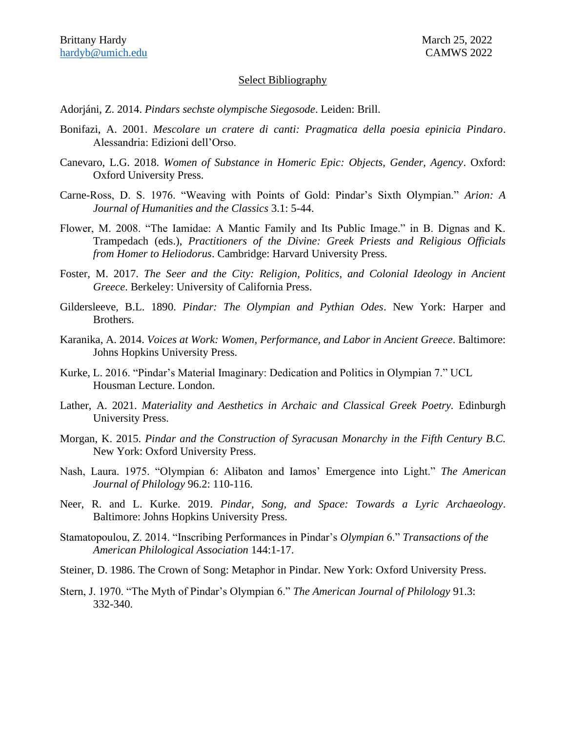Brittany Hardy
hardyb@umich.edu

March 25, 2022
CAMWS 2022

## Select Bibliography

Adorjáni, Z. 2014. *Pindars sechste olympische Siegosode*. Leiden: Brill.

Bonifazi, A. 2001. *Mescolare un cratere di canti: Pragmatica della poesia epinicia Pindaro*. Alessandria: Edizioni dell'Orso.

Canevaro, L.G. 2018. *Women of Substance in Homeric Epic: Objects, Gender, Agency*. Oxford: Oxford University Press.

Carne-Ross, D. S. 1976. "Weaving with Points of Gold: Pindar's Sixth Olympian." *Arion: A Journal of Humanities and the Classics* 3.1: 5-44.

Flower, M. 2008. "The Iamidae: A Mantic Family and Its Public Image." in B. Dignas and K. Trampedach (eds.), *Practitioners of the Divine: Greek Priests and Religious Officials from Homer to Heliodorus*. Cambridge: Harvard University Press.

Foster, M. 2017. *The Seer and the City: Religion, Politics, and Colonial Ideology in Ancient Greece*. Berkeley: University of California Press.

Gildersleeve, B.L. 1890. *Pindar: The Olympian and Pythian Odes*. New York: Harper and Brothers.

Karanika, A. 2014. *Voices at Work: Women, Performance, and Labor in Ancient Greece*. Baltimore: Johns Hopkins University Press.

Kurke, L. 2016. "Pindar's Material Imaginary: Dedication and Politics in Olympian 7." UCL Housman Lecture. London.

Lather, A. 2021. *Materiality and Aesthetics in Archaic and Classical Greek Poetry*. Edinburgh University Press.

Morgan, K. 2015. *Pindar and the Construction of Syracusan Monarchy in the Fifth Century B.C.* New York: Oxford University Press.

Nash, Laura. 1975. "Olympian 6: Alibaton and Iamos' Emergence into Light." *The American Journal of Philology* 96.2: 110-116.

Neer, R. and L. Kurke. 2019. *Pindar, Song, and Space: Towards a Lyric Archaeology*. Baltimore: Johns Hopkins University Press.

Stamatopoulou, Z. 2014. "Inscribing Performances in Pindar's *Olympian* 6." *Transactions of the American Philological Association* 144:1-17.

Steiner, D. 1986. The Crown of Song: Metaphor in Pindar. New York: Oxford University Press.

Stern, J. 1970. "The Myth of Pindar's Olympian 6." *The American Journal of Philology* 91.3: 332-340.